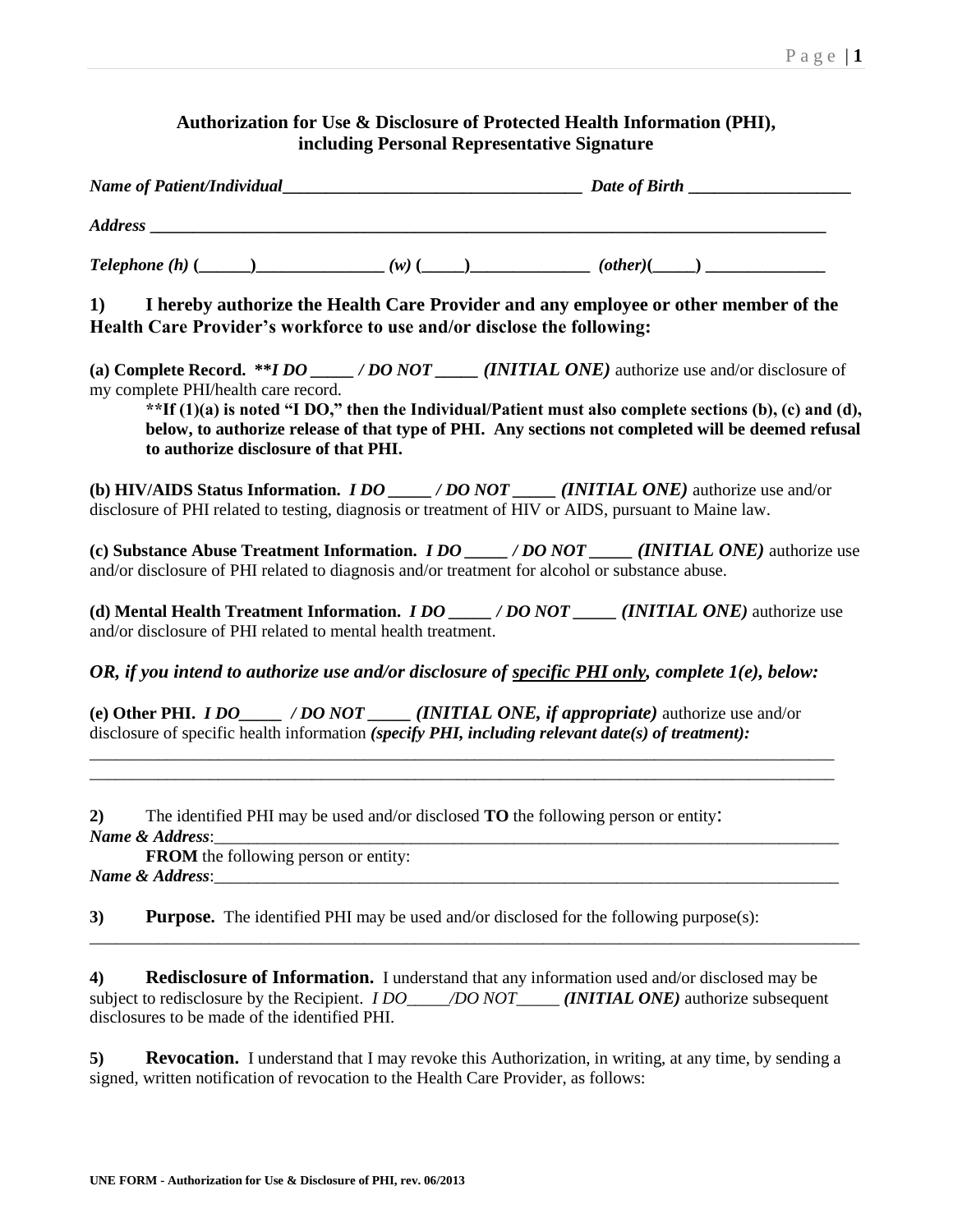# Authorization for Use & Disclosure of Protected Health Information (PHI), including Personal Representative Signature

***Name of Patient/Individual*____________________________________ *Date of Birth* ___________________**

***Address* _____________________________________________________________________________**

***Telephone (h)* (______)_______________ *(w)* (_____)______________ *(other)*(_____) ______________**

**1) I hereby authorize the Health Care Provider and any employee or other member of the Health Care Provider's workforce to use and/or disclose the following:**

**(a) Complete Record.** ***\*\*I DO _____ / DO NOT _____ (INITIAL ONE)*** authorize use and/or disclosure of my complete PHI/health care record.

> **\*\*If (1)(a) is noted "I DO," then the Individual/Patient must also complete sections (b), (c) and (d), below, to authorize release of that type of PHI. Any sections not completed will be deemed refusal to authorize disclosure of that PHI.**

**(b) HIV/AIDS Status Information.** ***I DO _____ / DO NOT _____ (INITIAL ONE)*** authorize use and/or disclosure of PHI related to testing, diagnosis or treatment of HIV or AIDS, pursuant to Maine law.

**(c) Substance Abuse Treatment Information.** ***I DO _____ / DO NOT _____ (INITIAL ONE)*** authorize use and/or disclosure of PHI related to diagnosis and/or treatment for alcohol or substance abuse.

**(d) Mental Health Treatment Information.** ***I DO _____ / DO NOT _____ (INITIAL ONE)*** authorize use and/or disclosure of PHI related to mental health treatment.

***OR, if you intend to authorize use and/or disclosure of <u>specific PHI only</u>, complete 1(e), below:***

**(e) Other PHI.** ***I DO_____ / DO NOT _____ (INITIAL ONE, if appropriate)*** authorize use and/or disclosure of specific health information ***(specify PHI, including relevant date(s) of treatment):***

_____________________________________________________________________________________________

_____________________________________________________________________________________________

**2)** The identified PHI may be used and/or disclosed **TO** the following person or entity:

***Name & Address***:_____________________________________________________________________________

**FROM** the following person or entity:

***Name & Address***:_____________________________________________________________________________

**3) Purpose.** The identified PHI may be used and/or disclosed for the following purpose(s):

_____________________________________________________________________________________________

**4) Redisclosure of Information.** I understand that any information used and/or disclosed may be subject to redisclosure by the Recipient. *I DO_____/DO NOT_____* ***(INITIAL ONE)*** authorize subsequent disclosures to be made of the identified PHI.

**5) Revocation.** I understand that I may revoke this Authorization, in writing, at any time, by sending a signed, written notification of revocation to the Health Care Provider, as follows: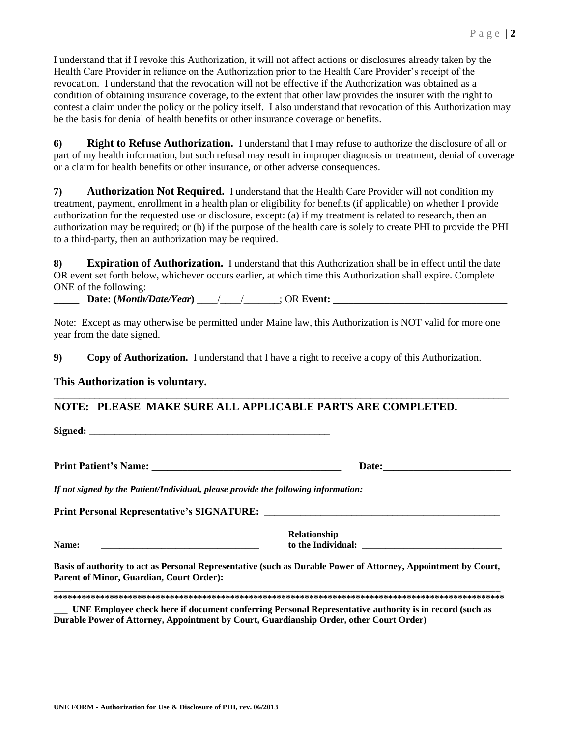I understand that if I revoke this Authorization, it will not affect actions or disclosures already taken by the Health Care Provider in reliance on the Authorization prior to the Health Care Provider's receipt of the revocation. I understand that the revocation will not be effective if the Authorization was obtained as a condition of obtaining insurance coverage, to the extent that other law provides the insurer with the right to contest a claim under the policy or the policy itself. I also understand that revocation of this Authorization may be the basis for denial of health benefits or other insurance coverage or benefits.

**6) Right to Refuse Authorization.** I understand that I may refuse to authorize the disclosure of all or part of my health information, but such refusal may result in improper diagnosis or treatment, denial of coverage or a claim for health benefits or other insurance, or other adverse consequences.

**7) Authorization Not Required.** I understand that the Health Care Provider will not condition my treatment, payment, enrollment in a health plan or eligibility for benefits (if applicable) on whether I provide authorization for the requested use or disclosure, except: (a) if my treatment is related to research, then an authorization may be required; or (b) if the purpose of the health care is solely to create PHI to provide the PHI to a third-party, then an authorization may be required.

**8) Expiration of Authorization.** I understand that this Authorization shall be in effect until the date OR event set forth below, whichever occurs earlier, at which time this Authorization shall expire. Complete ONE of the following:

_____ **Date: (*Month/Date/Year*)** ____/____/_______; OR **Event: ___________________________________**

Note: Except as may otherwise be permitted under Maine law, this Authorization is NOT valid for more one year from the date signed.

**9) Copy of Authorization.** I understand that I have a right to receive a copy of this Authorization.

**This Authorization is voluntary.**

---

**NOTE: PLEASE MAKE SURE ALL APPLICABLE PARTS ARE COMPLETED.**

**Signed: _______________________________________________**

**Print Patient's Name: _____________________________________ Date:_________________________**

***If not signed by the Patient/Individual, please provide the following information:***

**Print Personal Representative's SIGNATURE: _______________________________________________**

**Name: _________________________________ Relationship to the Individual: _____________________________**

**Basis of authority to act as Personal Representative (such as Durable Power of Attorney, Appointment by Court, Parent of Minor, Guardian, Court Order):**

**____________________________________________________________________________________________**

**************************************************************************************************

**___ UNE Employee check here if document conferring Personal Representative authority is in record (such as Durable Power of Attorney, Appointment by Court, Guardianship Order, other Court Order)**

**UNE FORM - Authorization for Use & Disclosure of PHI, rev. 06/2013**